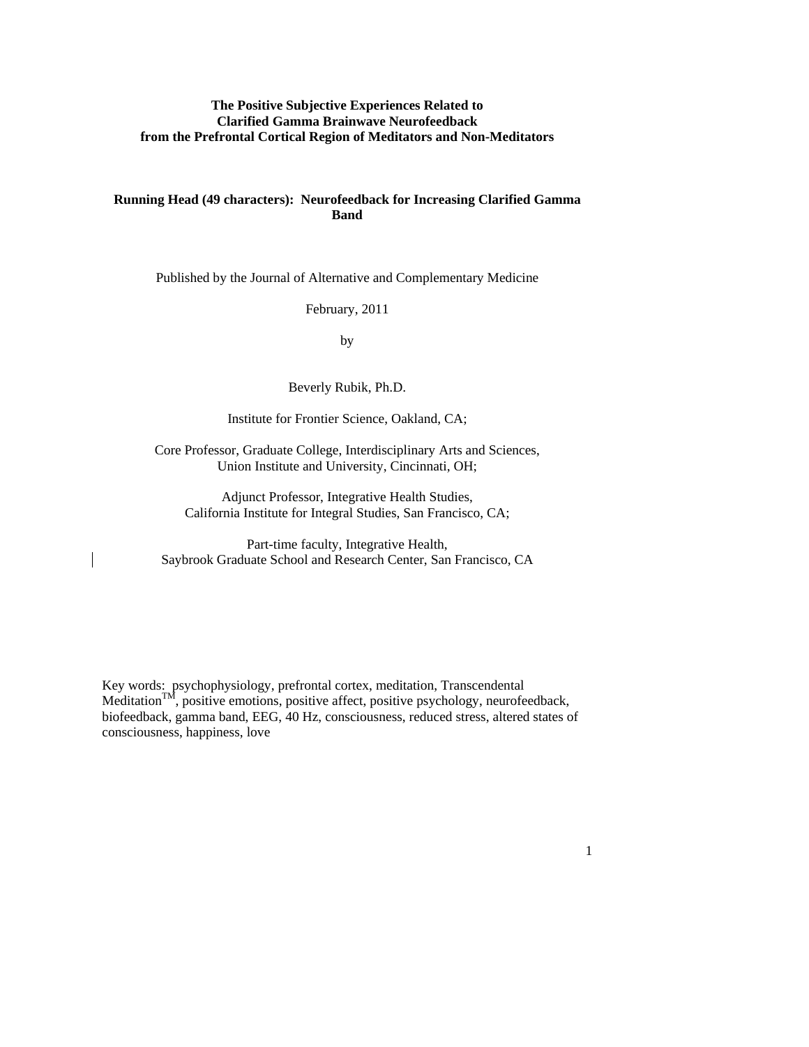**The Positive Subjective Experiences Related to Clarified Gamma Brainwave Neurofeedback from the Prefrontal Cortical Region of Meditators and Non-Meditators**

**Running Head (49 characters): Neurofeedback for Increasing Clarified Gamma Band**

Published by the Journal of Alternative and Complementary Medicine

February, 2011

by

Beverly Rubik, Ph.D.

Institute for Frontier Science, Oakland, CA;

Core Professor, Graduate College, Interdisciplinary Arts and Sciences, Union Institute and University, Cincinnati, OH;

Adjunct Professor, Integrative Health Studies, California Institute for Integral Studies, San Francisco, CA;

Part-time faculty, Integrative Health, Saybrook Graduate School and Research Center, San Francisco, CA

Key words: psychophysiology, prefrontal cortex, meditation, Transcendental Meditation™, positive emotions, positive affect, positive psychology, neurofeedback, biofeedback, gamma band, EEG, 40 Hz, consciousness, reduced stress, altered states of consciousness, happiness, love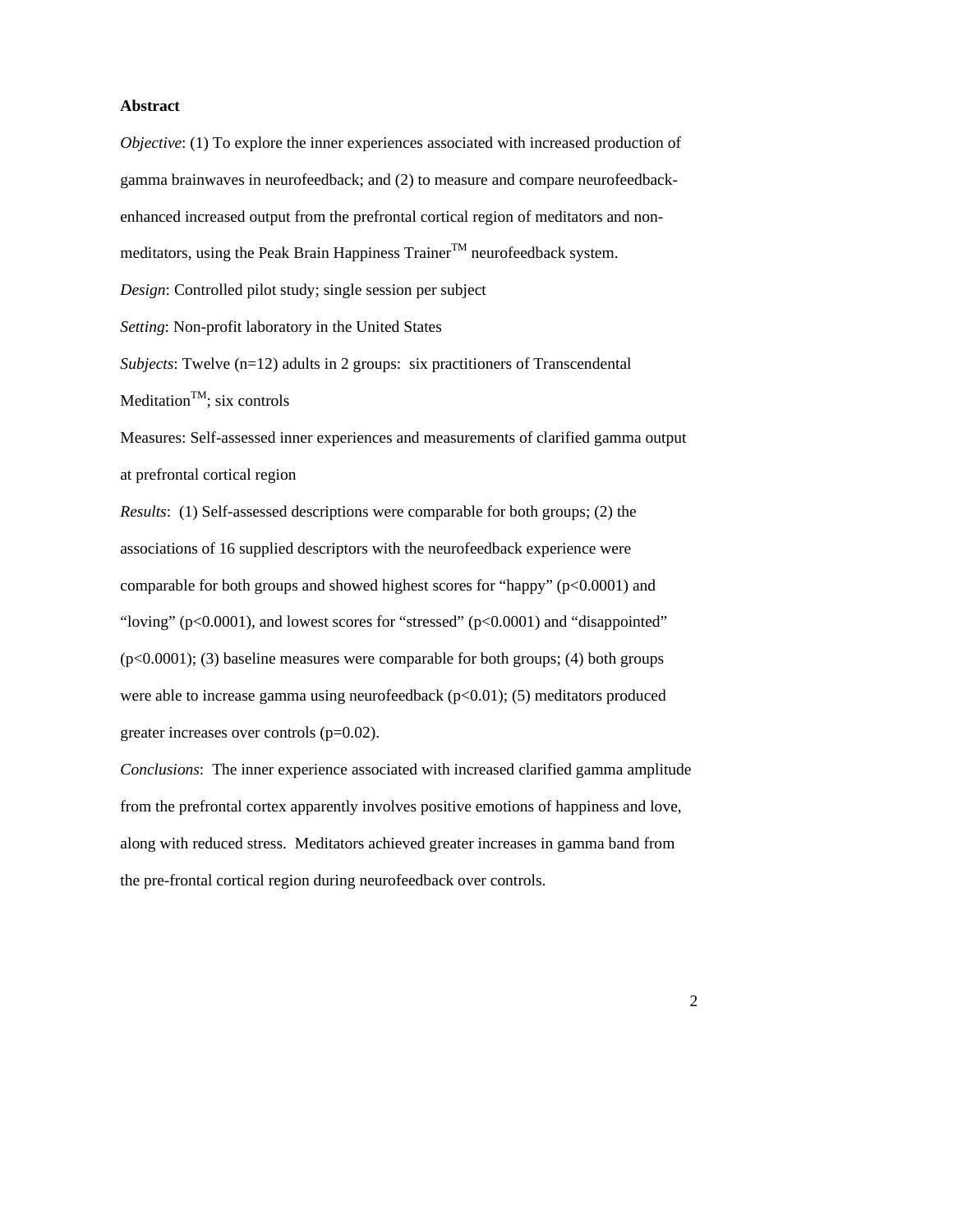**Abstract**

*Objective*: (1) To explore the inner experiences associated with increased production of gamma brainwaves in neurofeedback; and (2) to measure and compare neurofeedback-enhanced increased output from the prefrontal cortical region of meditators and non-meditators, using the Peak Brain Happiness Trainer™ neurofeedback system.

*Design*: Controlled pilot study; single session per subject

*Setting*: Non-profit laboratory in the United States

*Subjects*: Twelve (n=12) adults in 2 groups: six practitioners of Transcendental Meditation™; six controls

Measures: Self-assessed inner experiences and measurements of clarified gamma output at prefrontal cortical region

*Results*: (1) Self-assessed descriptions were comparable for both groups; (2) the associations of 16 supplied descriptors with the neurofeedback experience were comparable for both groups and showed highest scores for "happy" ($p<0.0001$) and "loving" ($p<0.0001$), and lowest scores for "stressed" ($p<0.0001$) and "disappointed" ($p<0.0001$); (3) baseline measures were comparable for both groups; (4) both groups were able to increase gamma using neurofeedback ($p<0.01$); (5) meditators produced greater increases over controls ($p=0.02$).

*Conclusions*: The inner experience associated with increased clarified gamma amplitude from the prefrontal cortex apparently involves positive emotions of happiness and love, along with reduced stress. Meditators achieved greater increases in gamma band from the pre-frontal cortical region during neurofeedback over controls.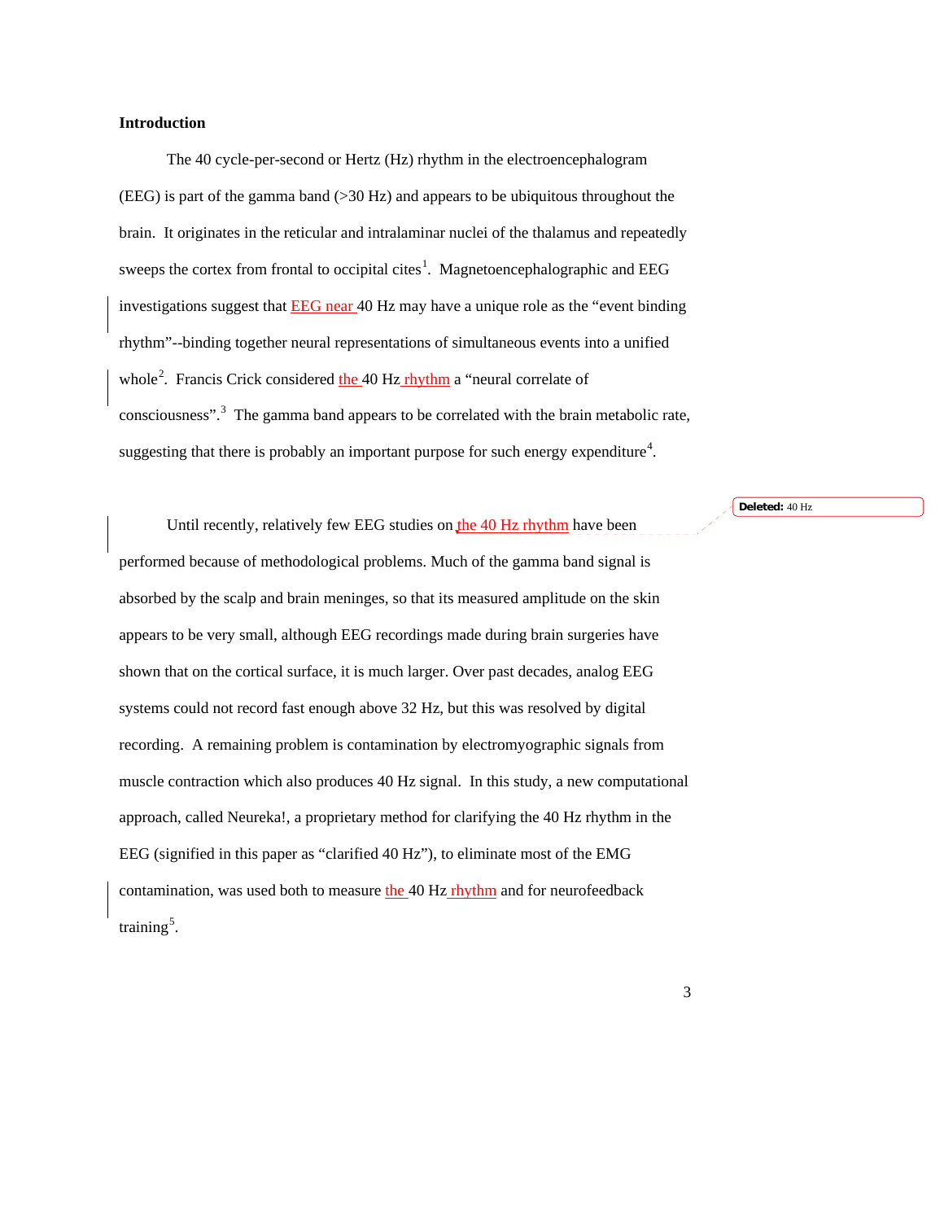**Introduction**

The 40 cycle-per-second or Hertz (Hz) rhythm in the electroencephalogram (EEG) is part of the gamma band (>30 Hz) and appears to be ubiquitous throughout the brain. It originates in the reticular and intralaminar nuclei of the thalamus and repeatedly sweeps the cortex from frontal to occipital cites[1]. Magnetoencephalographic and EEG investigations suggest that EEG near 40 Hz may have a unique role as the "event binding rhythm"--binding together neural representations of simultaneous events into a unified whole[2]. Francis Crick considered the 40 Hz rhythm a "neural correlate of consciousness".[3] The gamma band appears to be correlated with the brain metabolic rate, suggesting that there is probably an important purpose for such energy expenditure[4].

Until recently, relatively few EEG studies on the 40 Hz rhythm have been performed because of methodological problems. Much of the gamma band signal is absorbed by the scalp and brain meninges, so that its measured amplitude on the skin appears to be very small, although EEG recordings made during brain surgeries have shown that on the cortical surface, it is much larger. Over past decades, analog EEG systems could not record fast enough above 32 Hz, but this was resolved by digital recording. A remaining problem is contamination by electromyographic signals from muscle contraction which also produces 40 Hz signal. In this study, a new computational approach, called Neureka!, a proprietary method for clarifying the 40 Hz rhythm in the EEG (signified in this paper as "clarified 40 Hz"), to eliminate most of the EMG contamination, was used both to measure the 40 Hz rhythm and for neurofeedback training[5].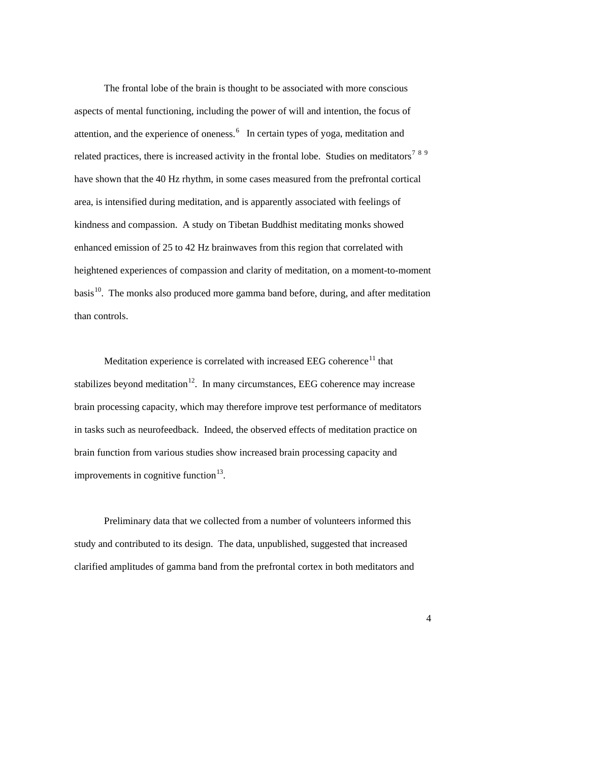The frontal lobe of the brain is thought to be associated with more conscious aspects of mental functioning, including the power of will and intention, the focus of attention, and the experience of oneness.[6] In certain types of yoga, meditation and related practices, there is increased activity in the frontal lobe. Studies on meditators[7 8 9] have shown that the 40 Hz rhythm, in some cases measured from the prefrontal cortical area, is intensified during meditation, and is apparently associated with feelings of kindness and compassion. A study on Tibetan Buddhist meditating monks showed enhanced emission of 25 to 42 Hz brainwaves from this region that correlated with heightened experiences of compassion and clarity of meditation, on a moment-to-moment basis[10]. The monks also produced more gamma band before, during, and after meditation than controls.

Meditation experience is correlated with increased EEG coherence[11] that stabilizes beyond meditation[12]. In many circumstances, EEG coherence may increase brain processing capacity, which may therefore improve test performance of meditators in tasks such as neurofeedback. Indeed, the observed effects of meditation practice on brain function from various studies show increased brain processing capacity and improvements in cognitive function[13].

Preliminary data that we collected from a number of volunteers informed this study and contributed to its design. The data, unpublished, suggested that increased clarified amplitudes of gamma band from the prefrontal cortex in both meditators and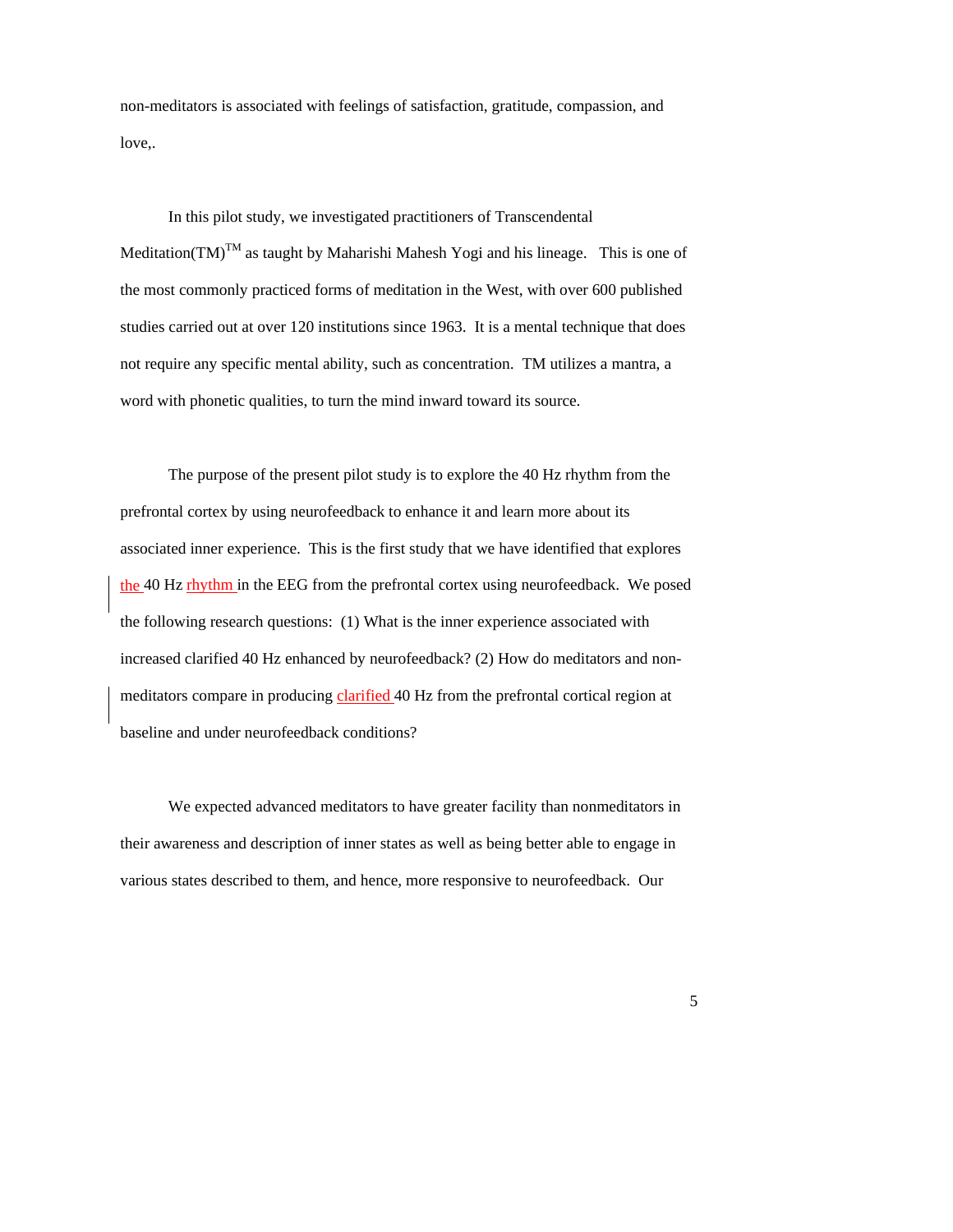non-meditators is associated with feelings of satisfaction, gratitude, compassion, and love,.

In this pilot study, we investigated practitioners of Transcendental Meditation(TM)[TM] as taught by Maharishi Mahesh Yogi and his lineage. This is one of the most commonly practiced forms of meditation in the West, with over 600 published studies carried out at over 120 institutions since 1963. It is a mental technique that does not require any specific mental ability, such as concentration. TM utilizes a mantra, a word with phonetic qualities, to turn the mind inward toward its source.

The purpose of the present pilot study is to explore the 40 Hz rhythm from the prefrontal cortex by using neurofeedback to enhance it and learn more about its associated inner experience. This is the first study that we have identified that explores the 40 Hz rhythm in the EEG from the prefrontal cortex using neurofeedback. We posed the following research questions: (1) What is the inner experience associated with increased clarified 40 Hz enhanced by neurofeedback? (2) How do meditators and non-meditators compare in producing clarified 40 Hz from the prefrontal cortical region at baseline and under neurofeedback conditions?

We expected advanced meditators to have greater facility than nonmeditators in their awareness and description of inner states as well as being better able to engage in various states described to them, and hence, more responsive to neurofeedback. Our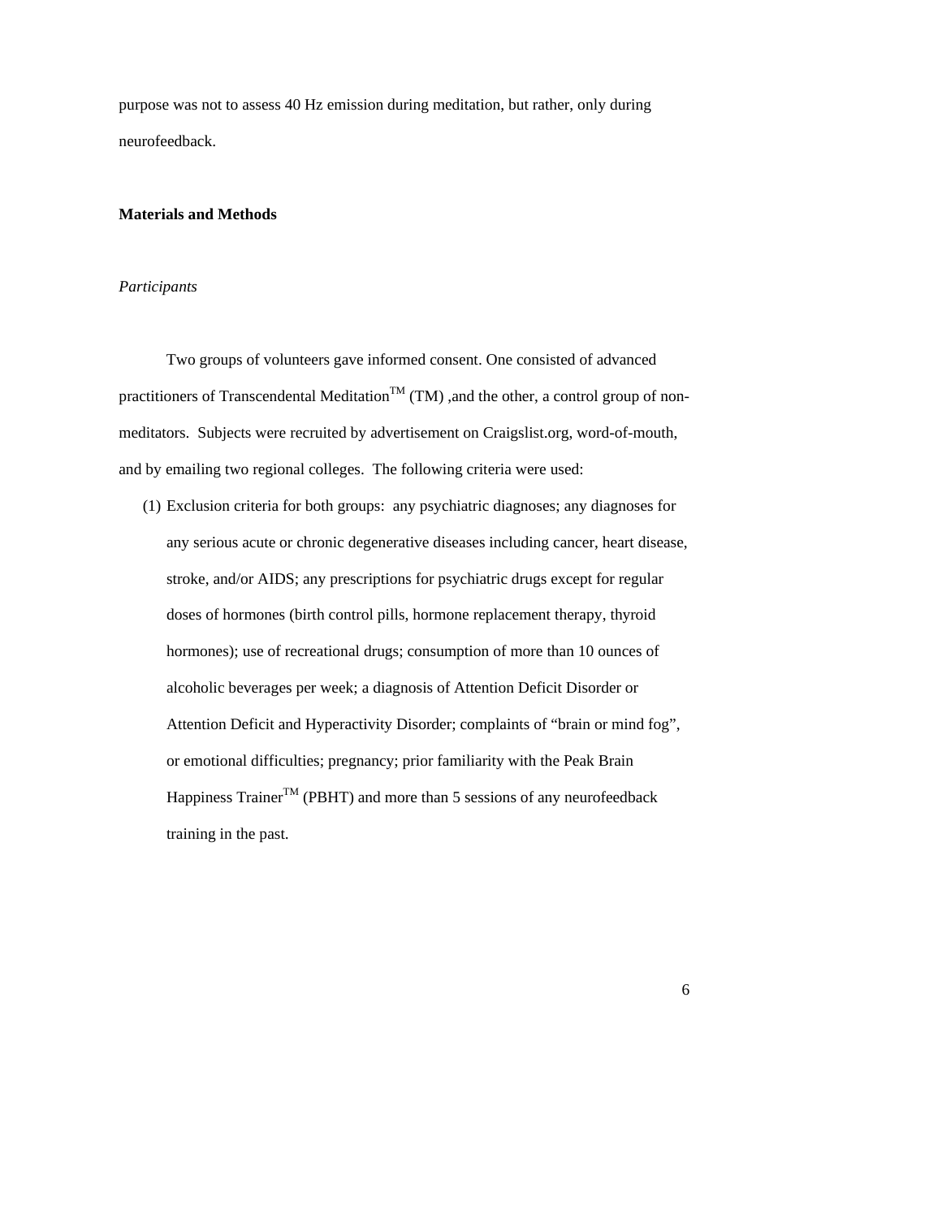purpose was not to assess 40 Hz emission during meditation, but rather, only during neurofeedback.

## Materials and Methods

### *Participants*

Two groups of volunteers gave informed consent. One consisted of advanced practitioners of Transcendental Meditation™ (TM) ,and the other, a control group of non-meditators. Subjects were recruited by advertisement on Craigslist.org, word-of-mouth, and by emailing two regional colleges. The following criteria were used:

(1) Exclusion criteria for both groups: any psychiatric diagnoses; any diagnoses for any serious acute or chronic degenerative diseases including cancer, heart disease, stroke, and/or AIDS; any prescriptions for psychiatric drugs except for regular doses of hormones (birth control pills, hormone replacement therapy, thyroid hormones); use of recreational drugs; consumption of more than 10 ounces of alcoholic beverages per week; a diagnosis of Attention Deficit Disorder or Attention Deficit and Hyperactivity Disorder; complaints of "brain or mind fog", or emotional difficulties; pregnancy; prior familiarity with the Peak Brain Happiness Trainer™ (PBHT) and more than 5 sessions of any neurofeedback training in the past.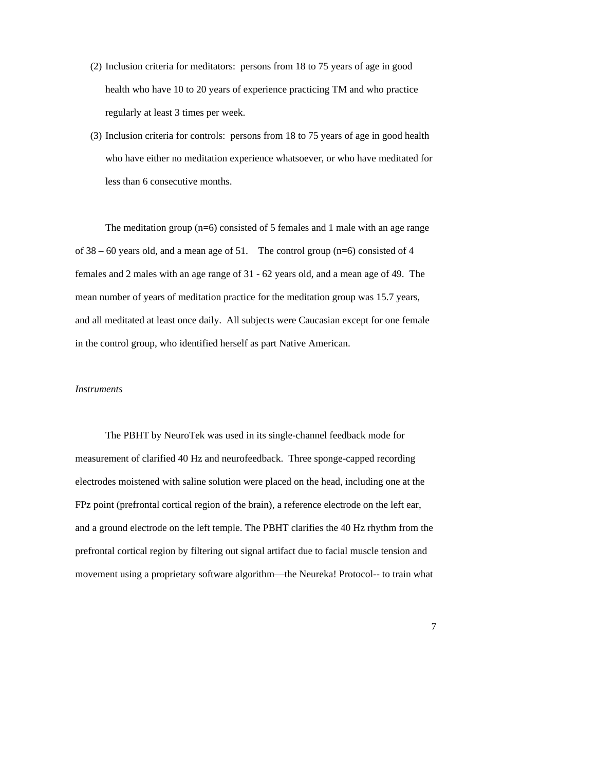(2) Inclusion criteria for meditators: persons from 18 to 75 years of age in good health who have 10 to 20 years of experience practicing TM and who practice regularly at least 3 times per week.

(3) Inclusion criteria for controls: persons from 18 to 75 years of age in good health who have either no meditation experience whatsoever, or who have meditated for less than 6 consecutive months.

The meditation group (n=6) consisted of 5 females and 1 male with an age range of 38 – 60 years old, and a mean age of 51. The control group (n=6) consisted of 4 females and 2 males with an age range of 31 - 62 years old, and a mean age of 49. The mean number of years of meditation practice for the meditation group was 15.7 years, and all meditated at least once daily. All subjects were Caucasian except for one female in the control group, who identified herself as part Native American.

*Instruments*

The PBHT by NeuroTek was used in its single-channel feedback mode for measurement of clarified 40 Hz and neurofeedback. Three sponge-capped recording electrodes moistened with saline solution were placed on the head, including one at the FPz point (prefrontal cortical region of the brain), a reference electrode on the left ear, and a ground electrode on the left temple. The PBHT clarifies the 40 Hz rhythm from the prefrontal cortical region by filtering out signal artifact due to facial muscle tension and movement using a proprietary software algorithm—the Neureka! Protocol-- to train what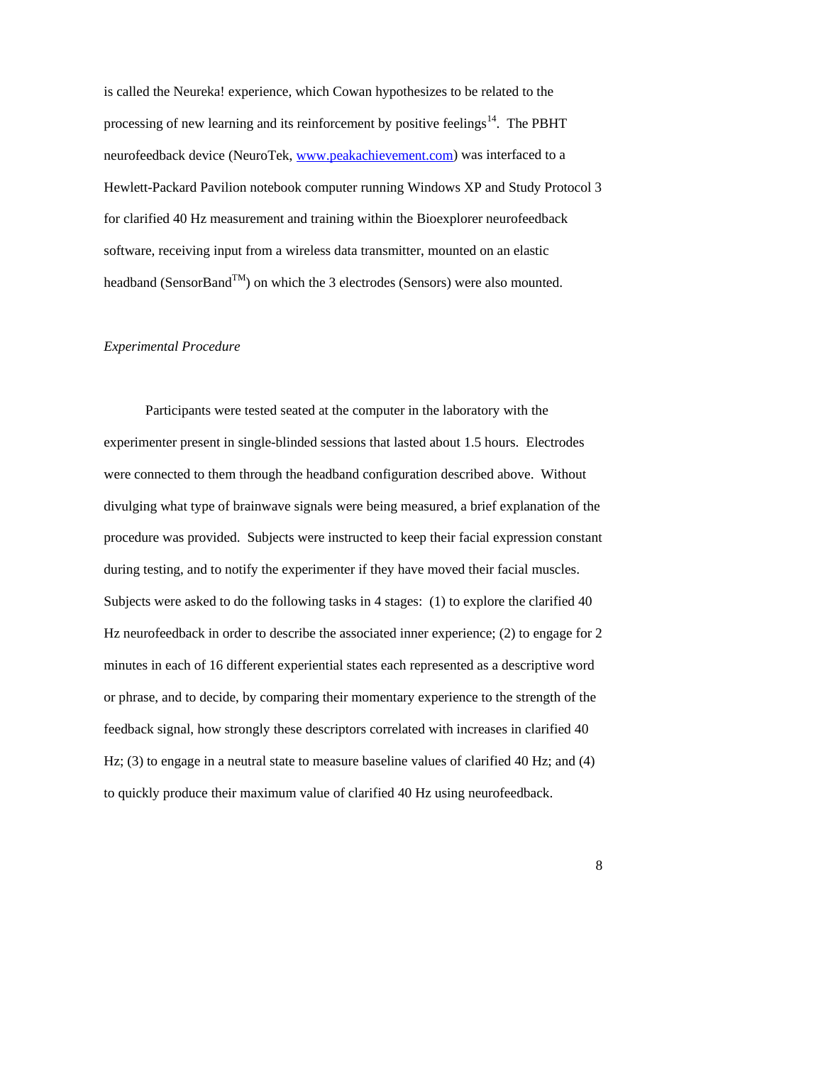is called the Neureka! experience, which Cowan hypothesizes to be related to the processing of new learning and its reinforcement by positive feelings[14]. The PBHT neurofeedback device (NeuroTek, www.peakachievement.com) was interfaced to a Hewlett-Packard Pavilion notebook computer running Windows XP and Study Protocol 3 for clarified 40 Hz measurement and training within the Bioexplorer neurofeedback software, receiving input from a wireless data transmitter, mounted on an elastic headband (SensorBand™) on which the 3 electrodes (Sensors) were also mounted.

*Experimental Procedure*

Participants were tested seated at the computer in the laboratory with the experimenter present in single-blinded sessions that lasted about 1.5 hours. Electrodes were connected to them through the headband configuration described above. Without divulging what type of brainwave signals were being measured, a brief explanation of the procedure was provided. Subjects were instructed to keep their facial expression constant during testing, and to notify the experimenter if they have moved their facial muscles. Subjects were asked to do the following tasks in 4 stages: (1) to explore the clarified 40 Hz neurofeedback in order to describe the associated inner experience; (2) to engage for 2 minutes in each of 16 different experiential states each represented as a descriptive word or phrase, and to decide, by comparing their momentary experience to the strength of the feedback signal, how strongly these descriptors correlated with increases in clarified 40 Hz; (3) to engage in a neutral state to measure baseline values of clarified 40 Hz; and (4) to quickly produce their maximum value of clarified 40 Hz using neurofeedback.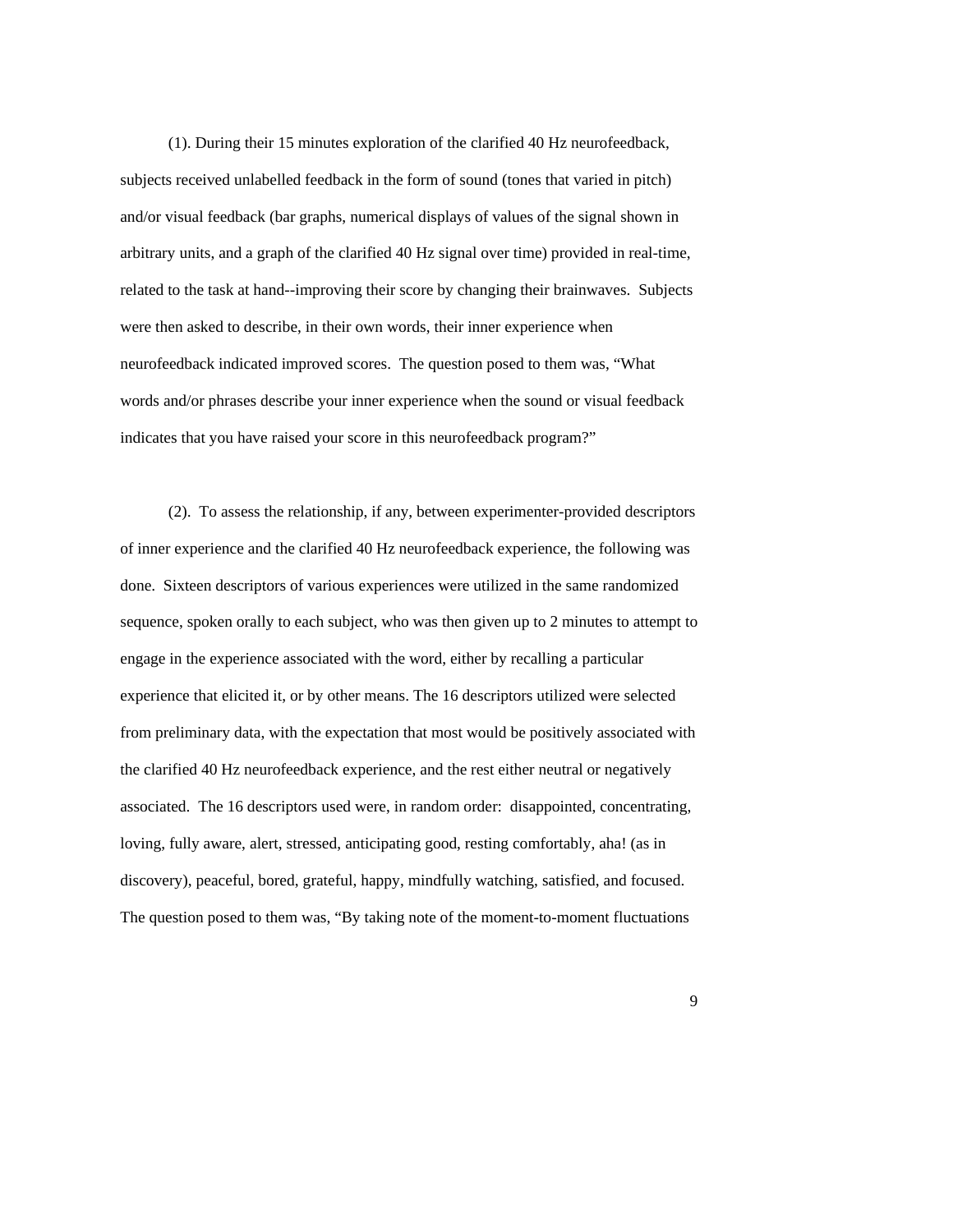(1). During their 15 minutes exploration of the clarified 40 Hz neurofeedback, subjects received unlabelled feedback in the form of sound (tones that varied in pitch) and/or visual feedback (bar graphs, numerical displays of values of the signal shown in arbitrary units, and a graph of the clarified 40 Hz signal over time) provided in real-time, related to the task at hand--improving their score by changing their brainwaves. Subjects were then asked to describe, in their own words, their inner experience when neurofeedback indicated improved scores. The question posed to them was, "What words and/or phrases describe your inner experience when the sound or visual feedback indicates that you have raised your score in this neurofeedback program?"

(2). To assess the relationship, if any, between experimenter-provided descriptors of inner experience and the clarified 40 Hz neurofeedback experience, the following was done. Sixteen descriptors of various experiences were utilized in the same randomized sequence, spoken orally to each subject, who was then given up to 2 minutes to attempt to engage in the experience associated with the word, either by recalling a particular experience that elicited it, or by other means. The 16 descriptors utilized were selected from preliminary data, with the expectation that most would be positively associated with the clarified 40 Hz neurofeedback experience, and the rest either neutral or negatively associated. The 16 descriptors used were, in random order: disappointed, concentrating, loving, fully aware, alert, stressed, anticipating good, resting comfortably, aha! (as in discovery), peaceful, bored, grateful, happy, mindfully watching, satisfied, and focused. The question posed to them was, "By taking note of the moment-to-moment fluctuations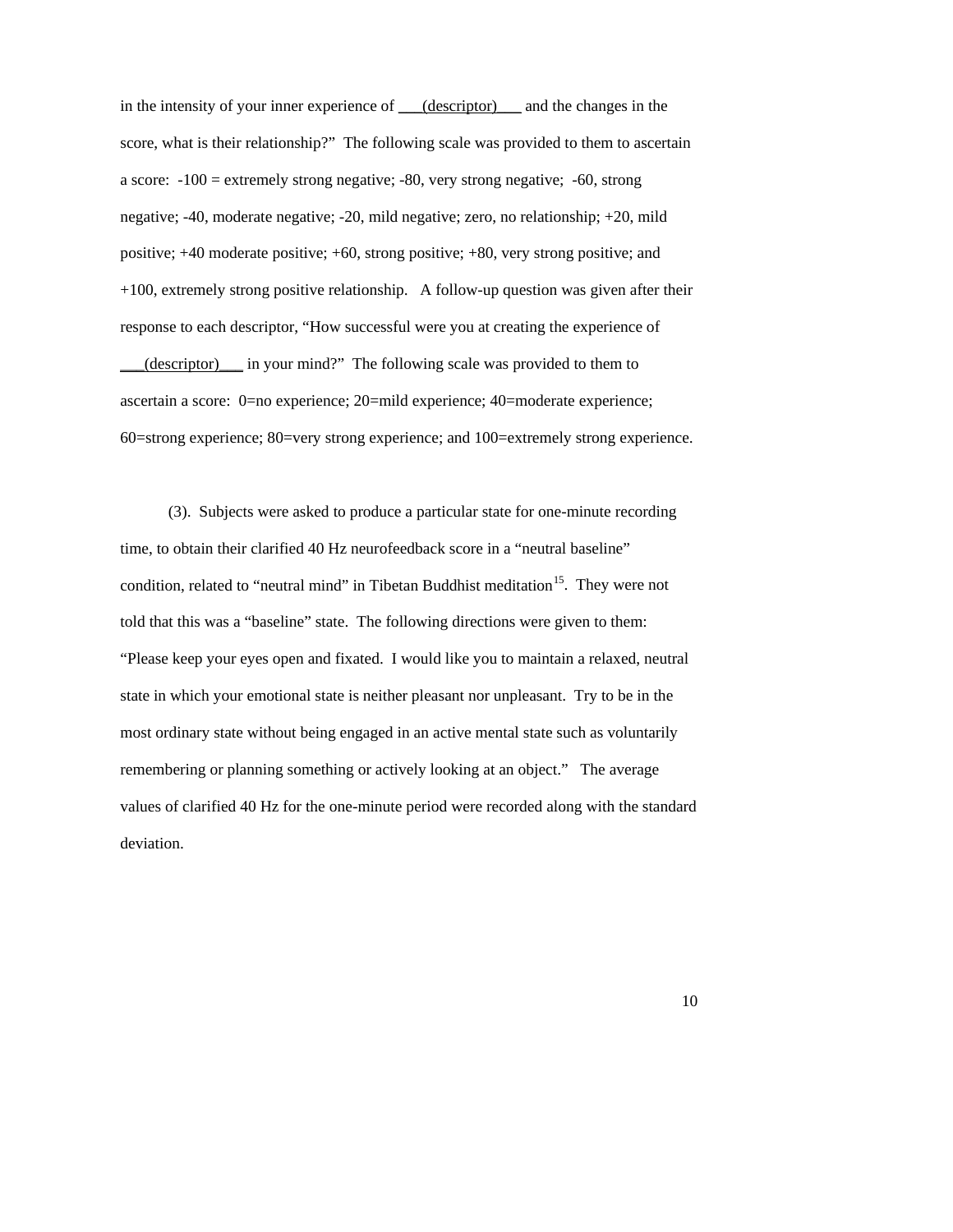in the intensity of your inner experience of ___(descriptor)___ and the changes in the score, what is their relationship?" The following scale was provided to them to ascertain a score: -100 = extremely strong negative; -80, very strong negative; -60, strong negative; -40, moderate negative; -20, mild negative; zero, no relationship; +20, mild positive; +40 moderate positive; +60, strong positive; +80, very strong positive; and +100, extremely strong positive relationship. A follow-up question was given after their response to each descriptor, "How successful were you at creating the experience of ___(descriptor)___ in your mind?" The following scale was provided to them to ascertain a score: 0=no experience; 20=mild experience; 40=moderate experience; 60=strong experience; 80=very strong experience; and 100=extremely strong experience.

(3). Subjects were asked to produce a particular state for one-minute recording time, to obtain their clarified 40 Hz neurofeedback score in a "neutral baseline" condition, related to "neutral mind" in Tibetan Buddhist meditation[15]. They were not told that this was a "baseline" state. The following directions were given to them: "Please keep your eyes open and fixated. I would like you to maintain a relaxed, neutral state in which your emotional state is neither pleasant nor unpleasant. Try to be in the most ordinary state without being engaged in an active mental state such as voluntarily remembering or planning something or actively looking at an object." The average values of clarified 40 Hz for the one-minute period were recorded along with the standard deviation.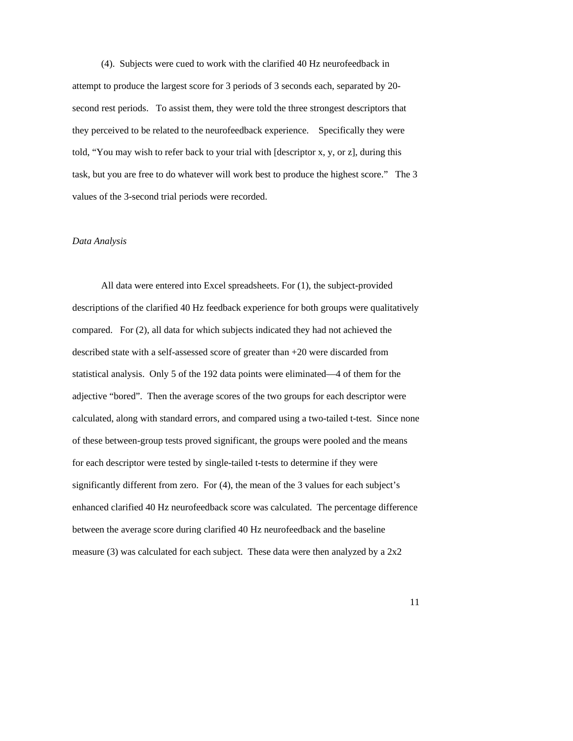(4). Subjects were cued to work with the clarified 40 Hz neurofeedback in attempt to produce the largest score for 3 periods of 3 seconds each, separated by 20-second rest periods. To assist them, they were told the three strongest descriptors that they perceived to be related to the neurofeedback experience. Specifically they were told, "You may wish to refer back to your trial with [descriptor x, y, or z], during this task, but you are free to do whatever will work best to produce the highest score." The 3 values of the 3-second trial periods were recorded.

*Data Analysis*

All data were entered into Excel spreadsheets. For (1), the subject-provided descriptions of the clarified 40 Hz feedback experience for both groups were qualitatively compared. For (2), all data for which subjects indicated they had not achieved the described state with a self-assessed score of greater than +20 were discarded from statistical analysis. Only 5 of the 192 data points were eliminated—4 of them for the adjective "bored". Then the average scores of the two groups for each descriptor were calculated, along with standard errors, and compared using a two-tailed t-test. Since none of these between-group tests proved significant, the groups were pooled and the means for each descriptor were tested by single-tailed t-tests to determine if they were significantly different from zero. For (4), the mean of the 3 values for each subject's enhanced clarified 40 Hz neurofeedback score was calculated. The percentage difference between the average score during clarified 40 Hz neurofeedback and the baseline measure (3) was calculated for each subject. These data were then analyzed by a 2x2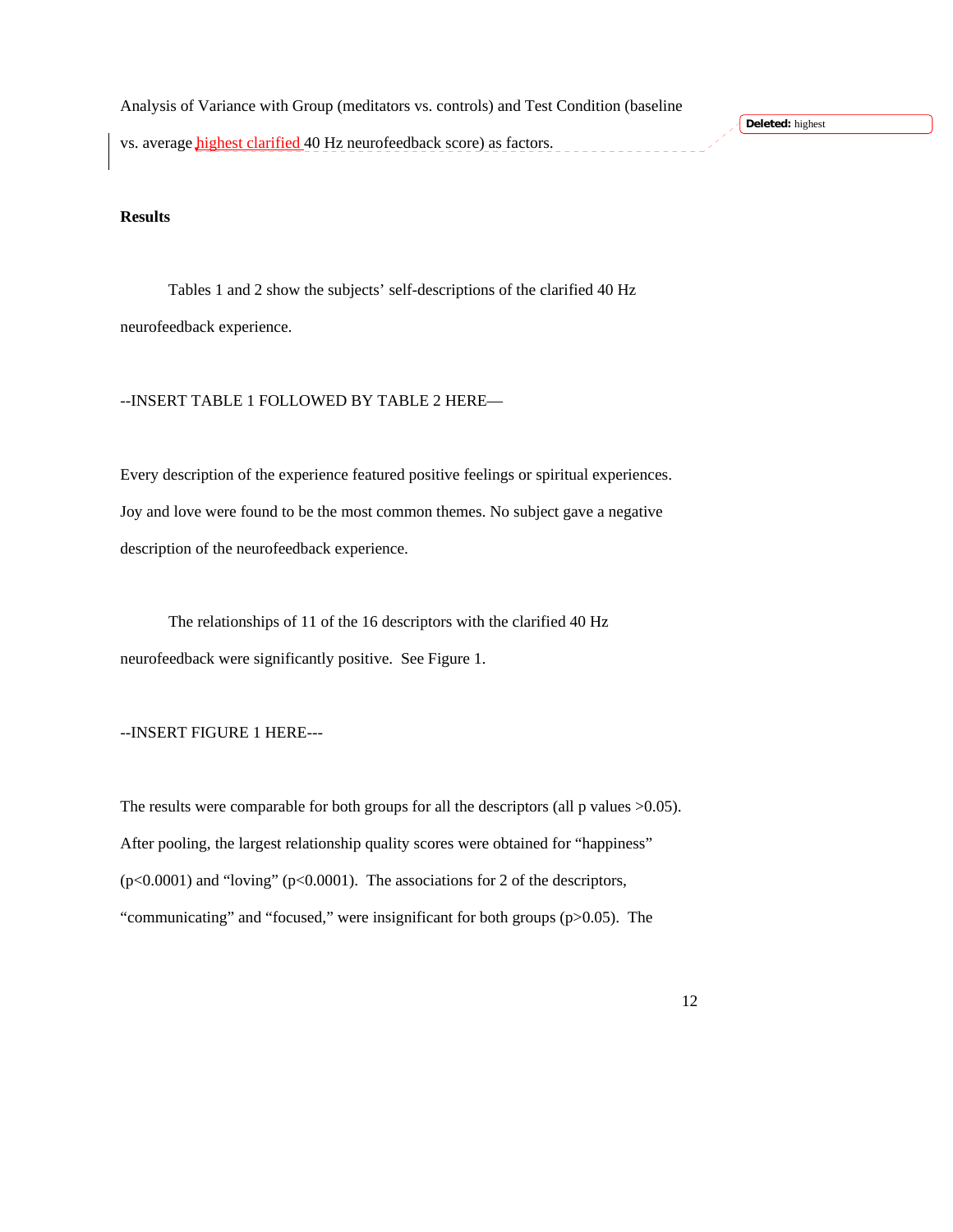Analysis of Variance with Group (meditators vs. controls) and Test Condition (baseline vs. average highest clarified 40 Hz neurofeedback score) as factors.

**Results**

Tables 1 and 2 show the subjects' self-descriptions of the clarified 40 Hz neurofeedback experience.

--INSERT TABLE 1 FOLLOWED BY TABLE 2 HERE—

Every description of the experience featured positive feelings or spiritual experiences. Joy and love were found to be the most common themes. No subject gave a negative description of the neurofeedback experience.

The relationships of 11 of the 16 descriptors with the clarified 40 Hz neurofeedback were significantly positive. See Figure 1.

--INSERT FIGURE 1 HERE---

The results were comparable for both groups for all the descriptors (all p values $>0.05$). After pooling, the largest relationship quality scores were obtained for "happiness" ($p<0.0001$) and "loving" ($p<0.0001$). The associations for 2 of the descriptors, "communicating" and "focused," were insignificant for both groups ($p>0.05$). The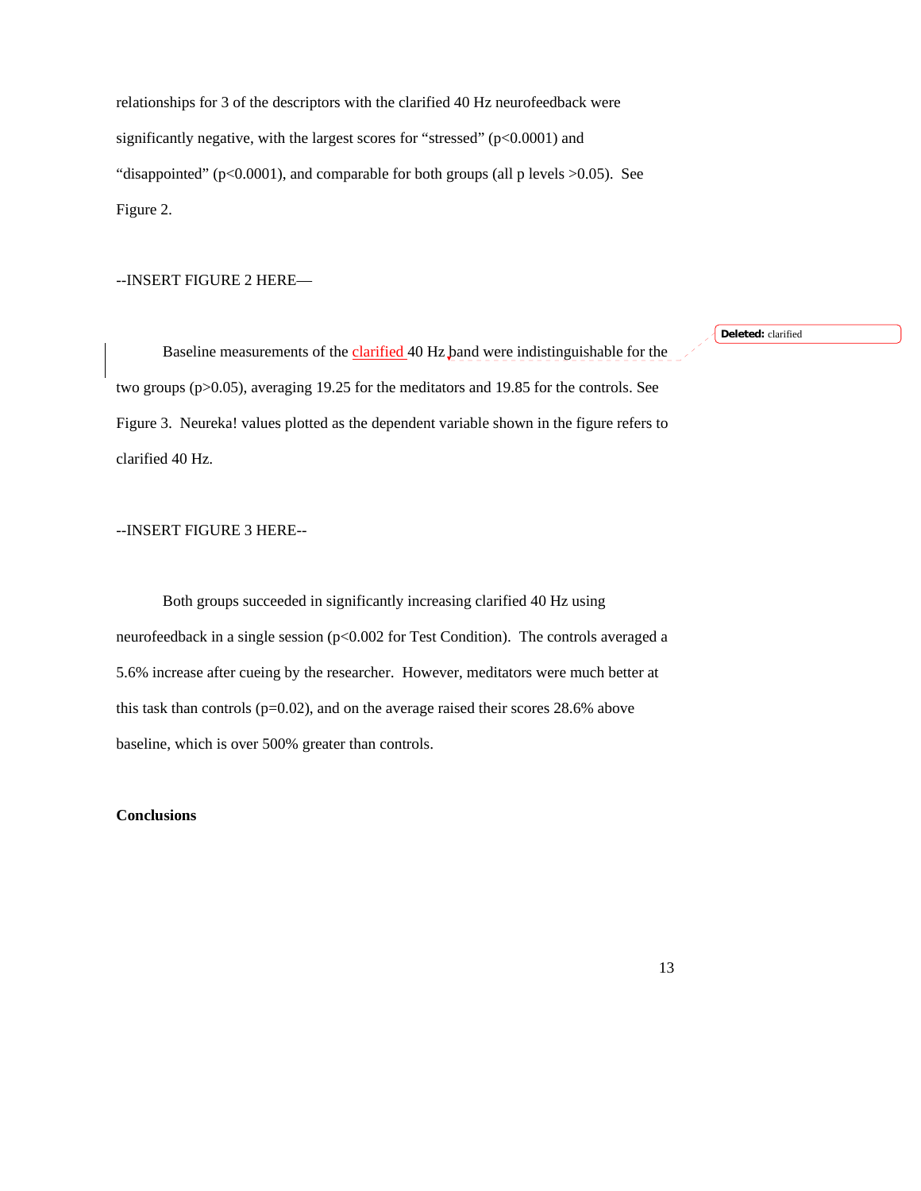relationships for 3 of the descriptors with the clarified 40 Hz neurofeedback were significantly negative, with the largest scores for “stressed” ($p<0.0001$) and “disappointed” ($p<0.0001$), and comparable for both groups (all p levels $>0.05$). See Figure 2.

--INSERT FIGURE 2 HERE—

Baseline measurements of the clarified 40 Hz band were indistinguishable for the two groups ($p>0.05$), averaging 19.25 for the meditators and 19.85 for the controls. See Figure 3. Neureka! values plotted as the dependent variable shown in the figure refers to clarified 40 Hz.

--INSERT FIGURE 3 HERE--

Both groups succeeded in significantly increasing clarified 40 Hz using neurofeedback in a single session ($p<0.002$ for Test Condition). The controls averaged a 5.6% increase after cueing by the researcher. However, meditators were much better at this task than controls ($p=0.02$), and on the average raised their scores 28.6% above baseline, which is over 500% greater than controls.

**Conclusions**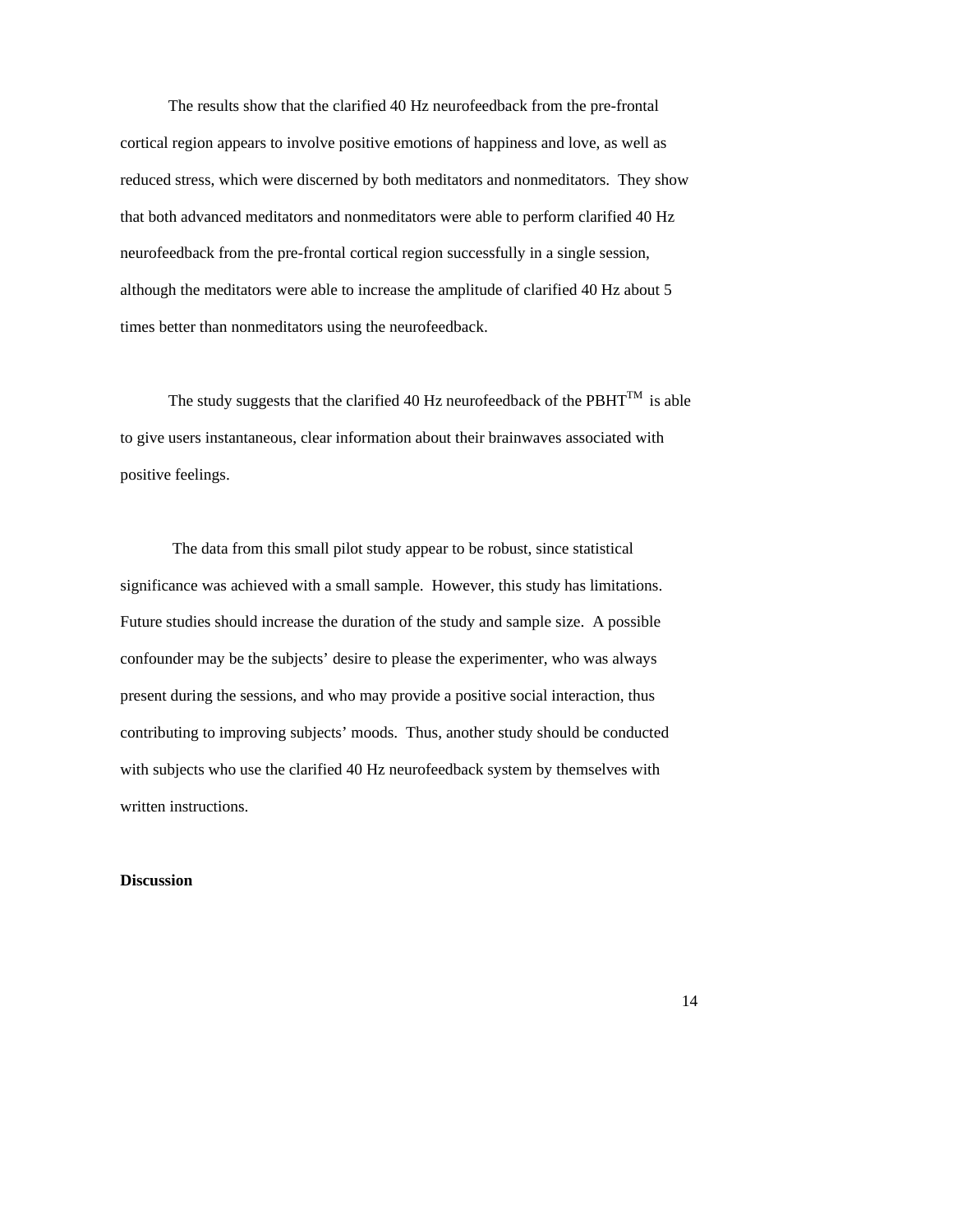The results show that the clarified 40 Hz neurofeedback from the pre-frontal cortical region appears to involve positive emotions of happiness and love, as well as reduced stress, which were discerned by both meditators and nonmeditators. They show that both advanced meditators and nonmeditators were able to perform clarified 40 Hz neurofeedback from the pre-frontal cortical region successfully in a single session, although the meditators were able to increase the amplitude of clarified 40 Hz about 5 times better than nonmeditators using the neurofeedback.

The study suggests that the clarified 40 Hz neurofeedback of the PBHT™ is able to give users instantaneous, clear information about their brainwaves associated with positive feelings.

The data from this small pilot study appear to be robust, since statistical significance was achieved with a small sample. However, this study has limitations. Future studies should increase the duration of the study and sample size. A possible confounder may be the subjects' desire to please the experimenter, who was always present during the sessions, and who may provide a positive social interaction, thus contributing to improving subjects' moods. Thus, another study should be conducted with subjects who use the clarified 40 Hz neurofeedback system by themselves with written instructions.

**Discussion**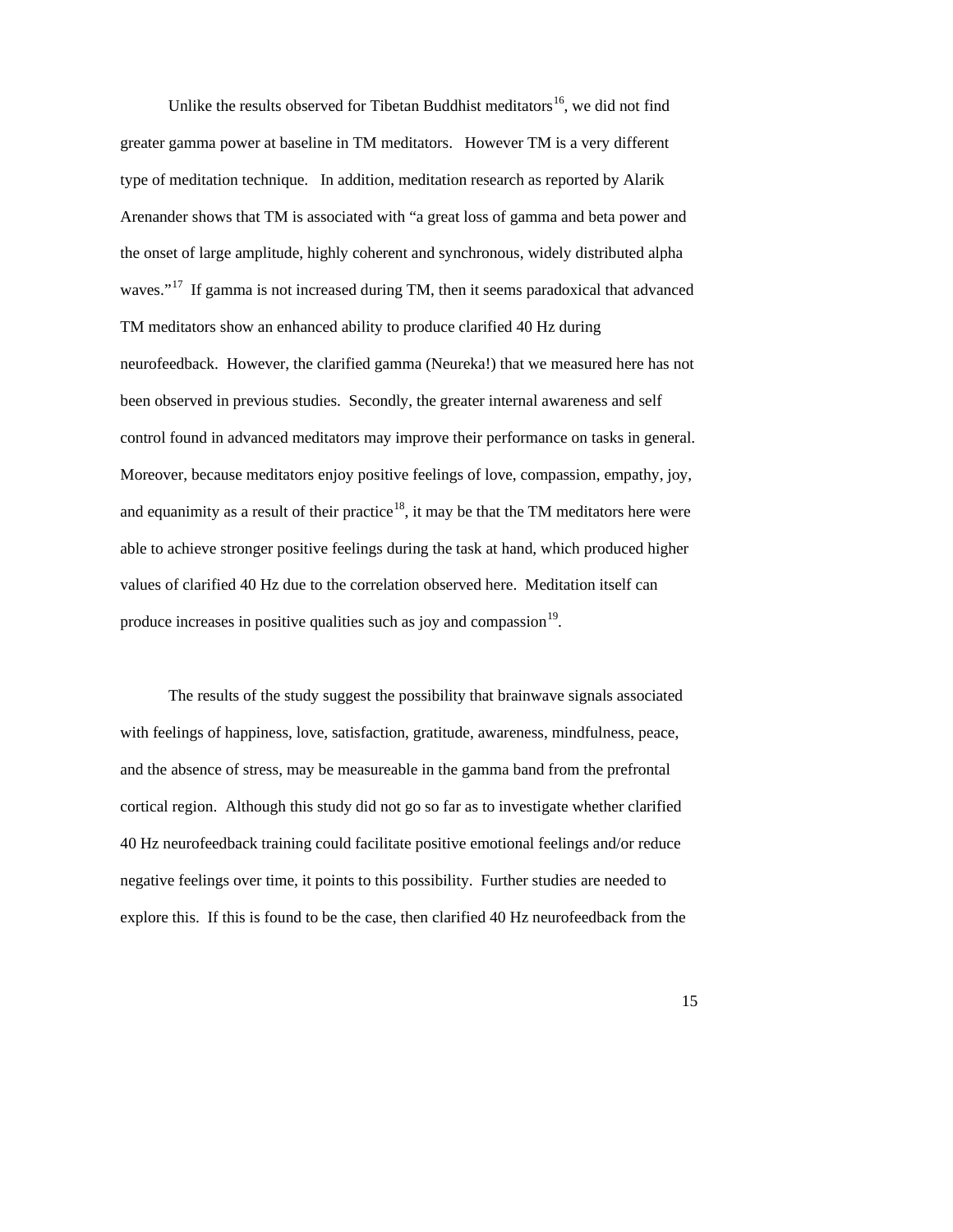Unlike the results observed for Tibetan Buddhist meditators[16], we did not find greater gamma power at baseline in TM meditators. However TM is a very different type of meditation technique. In addition, meditation research as reported by Alarik Arenander shows that TM is associated with "a great loss of gamma and beta power and the onset of large amplitude, highly coherent and synchronous, widely distributed alpha waves."[17] If gamma is not increased during TM, then it seems paradoxical that advanced TM meditators show an enhanced ability to produce clarified 40 Hz during neurofeedback. However, the clarified gamma (Neureka!) that we measured here has not been observed in previous studies. Secondly, the greater internal awareness and self control found in advanced meditators may improve their performance on tasks in general. Moreover, because meditators enjoy positive feelings of love, compassion, empathy, joy, and equanimity as a result of their practice[18], it may be that the TM meditators here were able to achieve stronger positive feelings during the task at hand, which produced higher values of clarified 40 Hz due to the correlation observed here. Meditation itself can produce increases in positive qualities such as joy and compassion[19].

The results of the study suggest the possibility that brainwave signals associated with feelings of happiness, love, satisfaction, gratitude, awareness, mindfulness, peace, and the absence of stress, may be measureable in the gamma band from the prefrontal cortical region. Although this study did not go so far as to investigate whether clarified 40 Hz neurofeedback training could facilitate positive emotional feelings and/or reduce negative feelings over time, it points to this possibility. Further studies are needed to explore this. If this is found to be the case, then clarified 40 Hz neurofeedback from the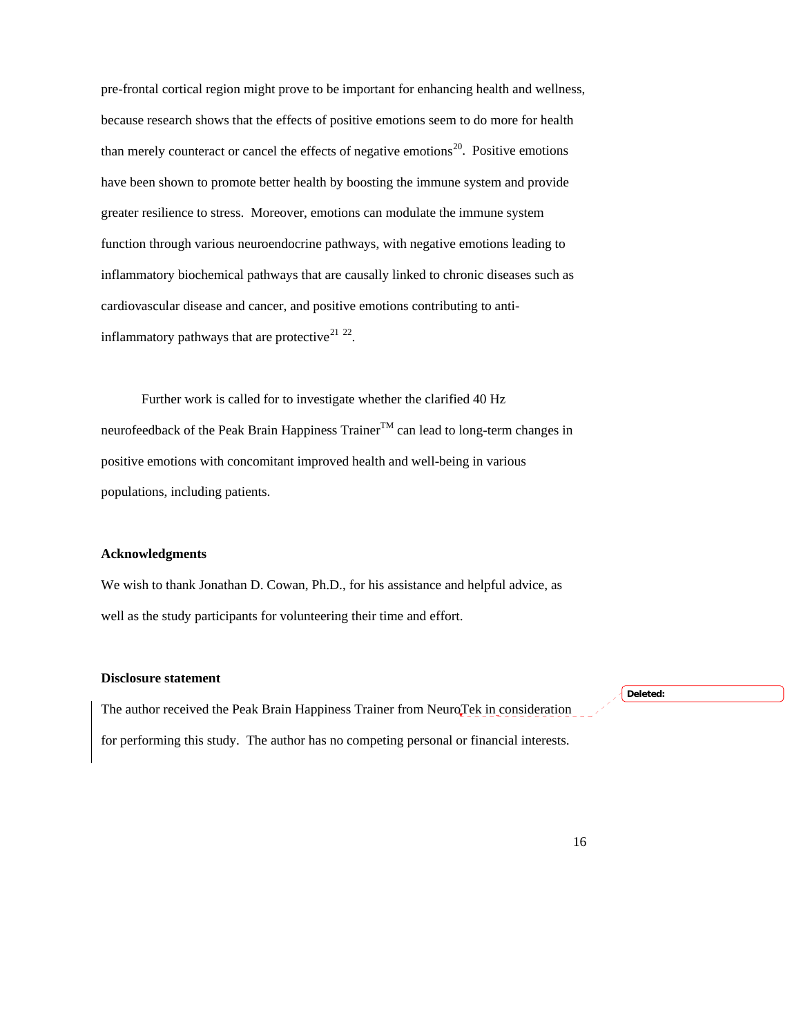pre-frontal cortical region might prove to be important for enhancing health and wellness, because research shows that the effects of positive emotions seem to do more for health than merely counteract or cancel the effects of negative emotions[20]. Positive emotions have been shown to promote better health by boosting the immune system and provide greater resilience to stress. Moreover, emotions can modulate the immune system function through various neuroendocrine pathways, with negative emotions leading to inflammatory biochemical pathways that are causally linked to chronic diseases such as cardiovascular disease and cancer, and positive emotions contributing to anti-inflammatory pathways that are protective[21 22].

Further work is called for to investigate whether the clarified 40 Hz neurofeedback of the Peak Brain Happiness Trainer™ can lead to long-term changes in positive emotions with concomitant improved health and well-being in various populations, including patients.

**Acknowledgments**

We wish to thank Jonathan D. Cowan, Ph.D., for his assistance and helpful advice, as well as the study participants for volunteering their time and effort.

**Disclosure statement**

The author received the Peak Brain Happiness Trainer from NeuroTek in consideration for performing this study. The author has no competing personal or financial interests.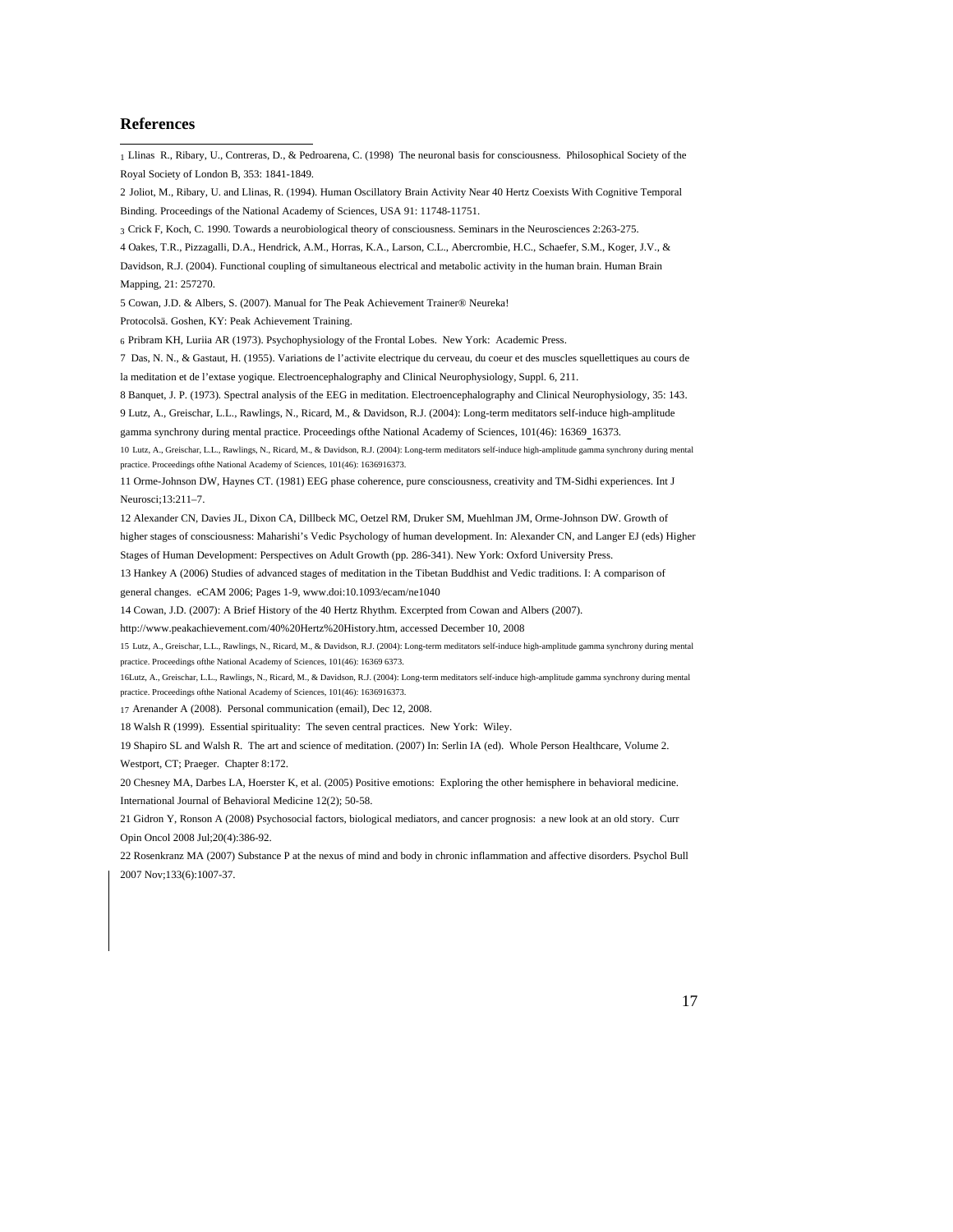# References

1 Llinas R., Ribary, U., Contreras, D., & Pedroarena, C. (1998) The neuronal basis for consciousness. Philosophical Society of the Royal Society of London B, 353: 1841-1849.

2 Joliot, M., Ribary, U. and Llinas, R. (1994). Human Oscillatory Brain Activity Near 40 Hertz Coexists With Cognitive Temporal Binding. Proceedings of the National Academy of Sciences, USA 91: 11748-11751.

3 Crick F, Koch, C. 1990. Towards a neurobiological theory of consciousness. Seminars in the Neurosciences 2:263-275.

4 Oakes, T.R., Pizzagalli, D.A., Hendrick, A.M., Horras, K.A., Larson, C.L., Abercrombie, H.C., Schaefer, S.M., Koger, J.V., & Davidson, R.J. (2004). Functional coupling of simultaneous electrical and metabolic activity in the human brain. Human Brain Mapping, 21: 257270.

5 Cowan, J.D. & Albers, S. (2007). Manual for The Peak Achievement Trainer® Neureka! Protocolsä. Goshen, KY: Peak Achievement Training.

6 Pribram KH, Luriia AR (1973). Psychophysiology of the Frontal Lobes. New York: Academic Press.

7 Das, N. N., & Gastaut, H. (1955). Variations de l'activite electrique du cerveau, du coeur et des muscles squellettiques au cours de la meditation et de l'extase yogique. Electroencephalography and Clinical Neurophysiology, Suppl. 6, 211.

8 Banquet, J. P. (1973). Spectral analysis of the EEG in meditation. Electroencephalography and Clinical Neurophysiology, 35: 143.

9 Lutz, A., Greischar, L.L., Rawlings, N., Ricard, M., & Davidson, R.J. (2004): Long-term meditators self-induce high-amplitude gamma synchrony during mental practice. Proceedings ofthe National Academy of Sciences, 101(46): 16369-16373.

10 Lutz, A., Greischar, L.L., Rawlings, N., Ricard, M., & Davidson, R.J. (2004): Long-term meditators self-induce high-amplitude gamma synchrony during mental practice. Proceedings ofthe National Academy of Sciences, 101(46): 1636916373.

11 Orme-Johnson DW, Haynes CT. (1981) EEG phase coherence, pure consciousness, creativity and TM-Sidhi experiences. Int J Neurosci;13:211–7.

12 Alexander CN, Davies JL, Dixon CA, Dillbeck MC, Oetzel RM, Druker SM, Muehlman JM, Orme-Johnson DW. Growth of higher stages of consciousness: Maharishi's Vedic Psychology of human development. In: Alexander CN, and Langer EJ (eds) Higher Stages of Human Development: Perspectives on Adult Growth (pp. 286-341). New York: Oxford University Press.

13 Hankey A (2006) Studies of advanced stages of meditation in the Tibetan Buddhist and Vedic traditions. I: A comparison of general changes. eCAM 2006; Pages 1-9, www.doi:10.1093/ecam/ne1040

14 Cowan, J.D. (2007): A Brief History of the 40 Hertz Rhythm. Excerpted from Cowan and Albers (2007). http://www.peakachievement.com/40%20Hertz%20History.htm, accessed December 10, 2008

15 Lutz, A., Greischar, L.L., Rawlings, N., Ricard, M., & Davidson, R.J. (2004): Long-term meditators self-induce high-amplitude gamma synchrony during mental practice. Proceedings ofthe National Academy of Sciences, 101(46): 16369 6373.

16Lutz, A., Greischar, L.L., Rawlings, N., Ricard, M., & Davidson, R.J. (2004): Long-term meditators self-induce high-amplitude gamma synchrony during mental practice. Proceedings ofthe National Academy of Sciences, 101(46): 1636916373.

17 Arenander A (2008). Personal communication (email), Dec 12, 2008.

18 Walsh R (1999). Essential spirituality: The seven central practices. New York: Wiley.

19 Shapiro SL and Walsh R. The art and science of meditation. (2007) In: Serlin IA (ed). Whole Person Healthcare, Volume 2. Westport, CT; Praeger. Chapter 8:172.

20 Chesney MA, Darbes LA, Hoerster K, et al. (2005) Positive emotions: Exploring the other hemisphere in behavioral medicine. International Journal of Behavioral Medicine 12(2); 50-58.

21 Gidron Y, Ronson A (2008) Psychosocial factors, biological mediators, and cancer prognosis: a new look at an old story. Curr Opin Oncol 2008 Jul;20(4):386-92.

22 Rosenkranz MA (2007) Substance P at the nexus of mind and body in chronic inflammation and affective disorders. Psychol Bull 2007 Nov;133(6):1007-37.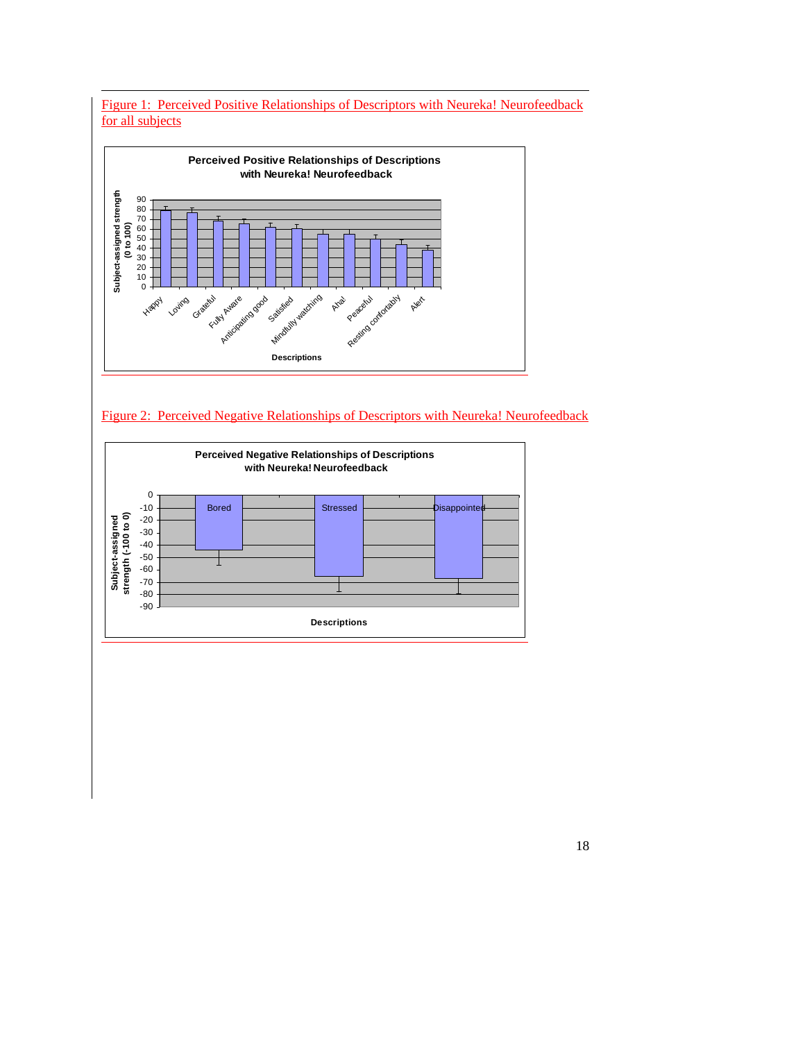Figure 1: Perceived Positive Relationships of Descriptors with Neureka! Neurofeedback for all subjects

Figure 2: Perceived Negative Relationships of Descriptors with Neureka! Neurofeedback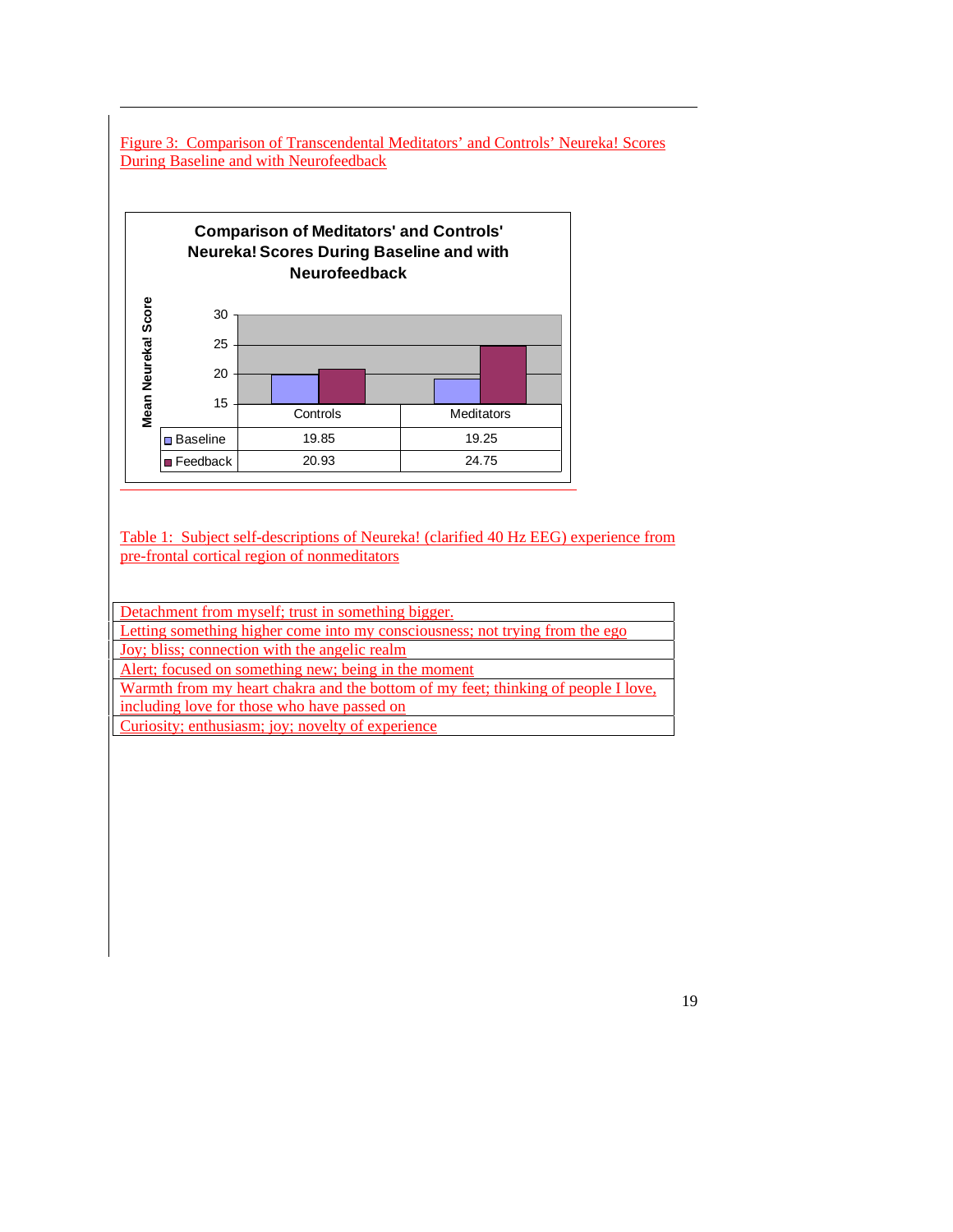Figure 3: Comparison of Transcendental Meditators' and Controls' Neureka! Scores During Baseline and with Neurofeedback

**Comparison of Meditators' and Controls' Neureka! Scores During Baseline and with Neurofeedback**

| Mean Neureka! Score | Controls | Meditators |
|---|---|---|
| Baseline | 19.85 | 19.25 |
| Feedback | 20.93 | 24.75 |

Table 1: Subject self-descriptions of Neureka! (clarified 40 Hz EEG) experience from pre-frontal cortical region of nonmeditators

| |
|---|
| Detachment from myself; trust in something bigger. |
| Letting something higher come into my consciousness; not trying from the ego |
| Joy; bliss; connection with the angelic realm |
| Alert; focused on something new; being in the moment |
| Warmth from my heart chakra and the bottom of my feet; thinking of people I love, including love for those who have passed on |
| Curiosity; enthusiasm; joy; novelty of experience |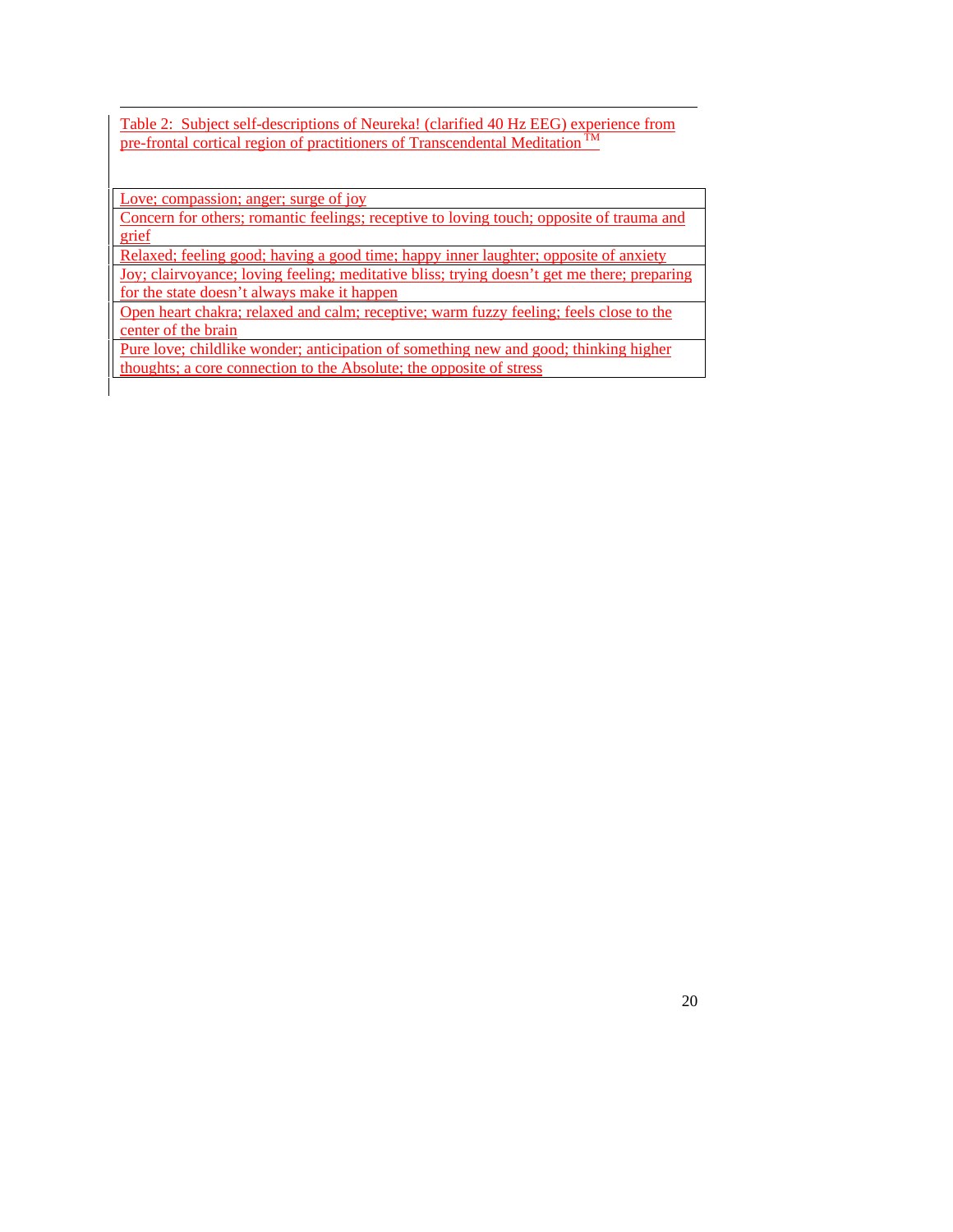Table 2: Subject self-descriptions of Neureka! (clarified 40 Hz EEG) experience from pre-frontal cortical region of practitioners of Transcendental Meditation ™

| |
|---|
| Love; compassion; anger; surge of joy |
| Concern for others; romantic feelings; receptive to loving touch; opposite of trauma and grief |
| Relaxed; feeling good; having a good time; happy inner laughter; opposite of anxiety |
| Joy; clairvoyance; loving feeling; meditative bliss; trying doesn't get me there; preparing for the state doesn't always make it happen |
| Open heart chakra; relaxed and calm; receptive; warm fuzzy feeling; feels close to the center of the brain |
| Pure love; childlike wonder; anticipation of something new and good; thinking higher thoughts; a core connection to the Absolute; the opposite of stress |